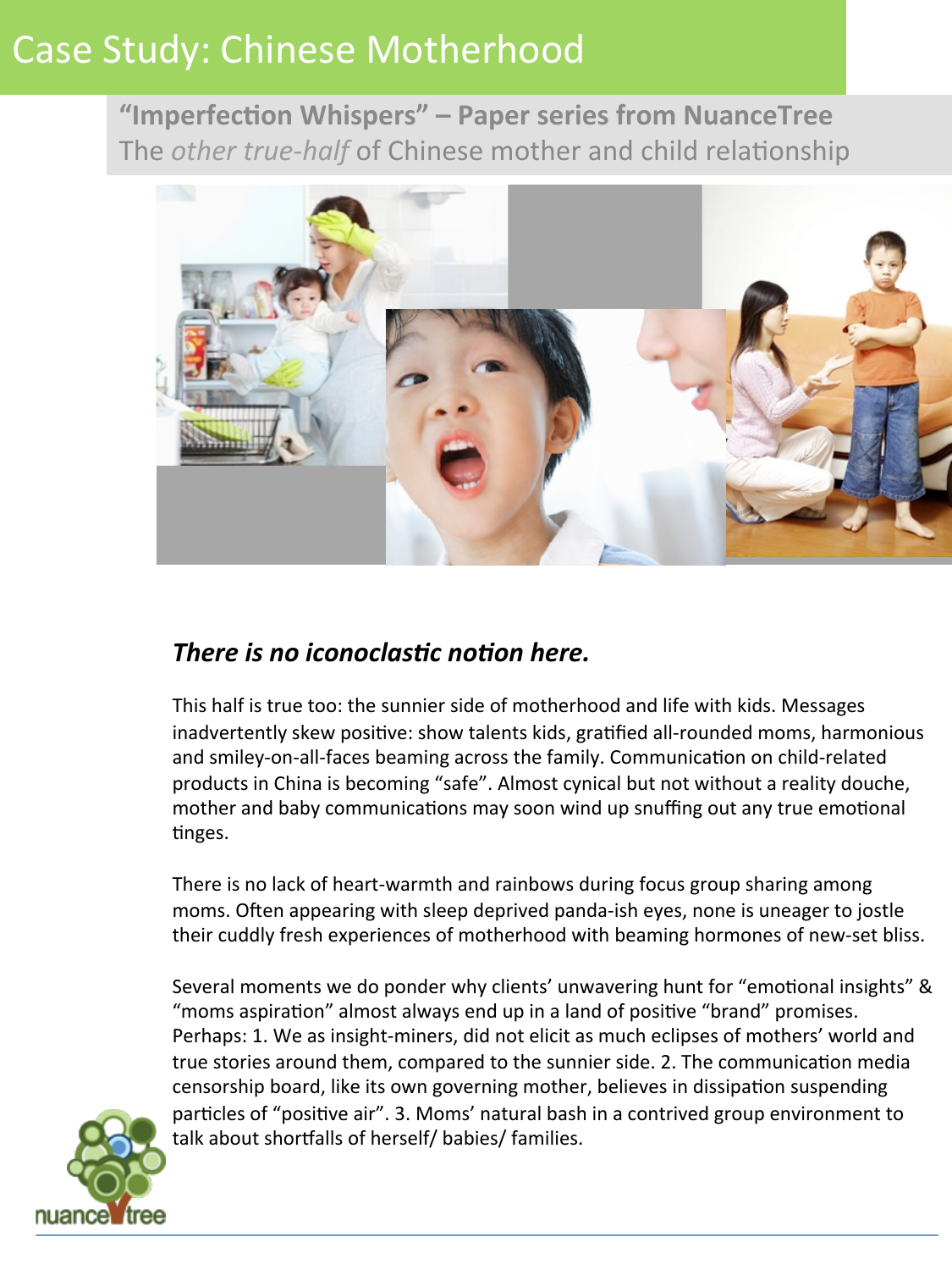# Case Study: Chinese Motherhood

## "Imperfection Whispers" – Paper series from NuanceTree

The *other true-half* of Chinese mother and child relationship

### *There is no iconoclastic notion here.*

This half is true too: the sunnier side of motherhood and life with kids. Messages inadvertently skew positive: show talents kids, gratified all-rounded moms, harmonious and smiley-on-all-faces beaming across the family. Communication on child-related products in China is becoming "safe". Almost cynical but not without a reality douche, mother and baby communications may soon wind up snuffing out any true emotional tinges.

There is no lack of heart-warmth and rainbows during focus group sharing among moms. Often appearing with sleep deprived panda-ish eyes, none is uneager to jostle their cuddly fresh experiences of motherhood with beaming hormones of new-set bliss.

Several moments we do ponder why clients' unwavering hunt for "emotional insights" & "moms aspiration" almost always end up in a land of positive "brand" promises. Perhaps: 1. We as insight-miners, did not elicit as much eclipses of mothers' world and true stories around them, compared to the sunnier side. 2. The communication media censorship board, like its own governing mother, believes in dissipation suspending particles of "positive air". 3. Moms' natural bash in a contrived group environment to talk about shortfalls of herself/ babies/ families.

nuance tree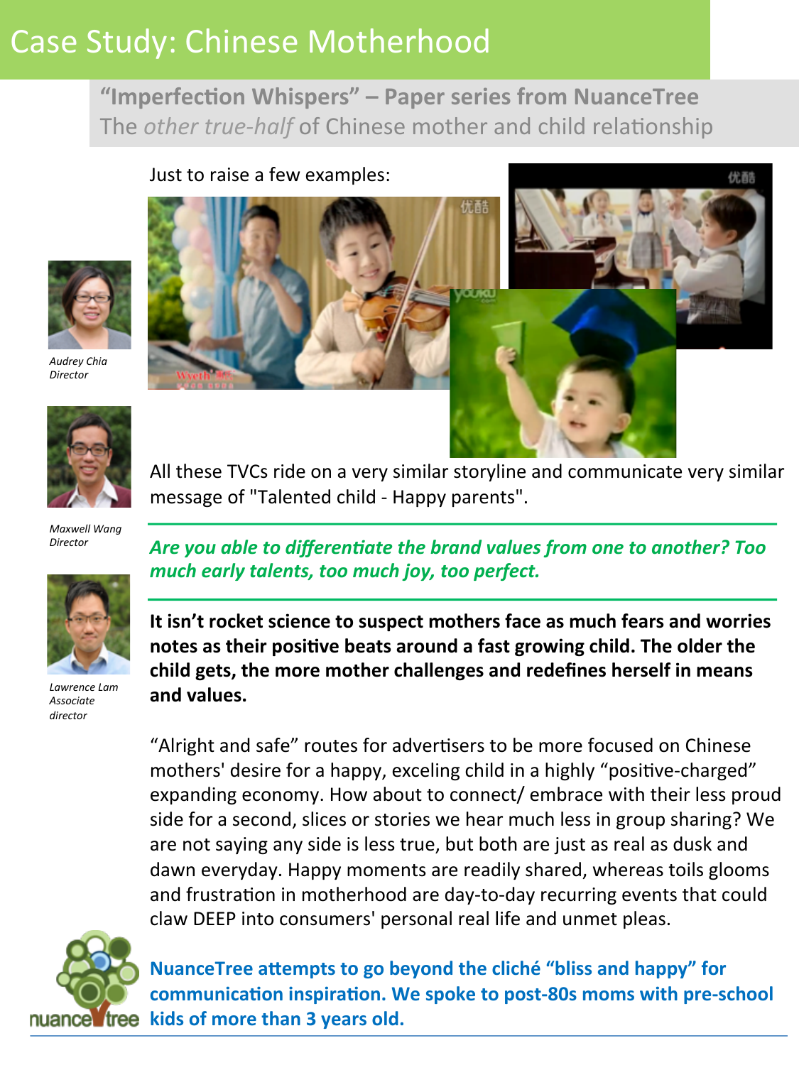# Case Study: Chinese Motherhood

## "Imperfection Whispers" – Paper series from NuanceTree

The *other true-half* of Chinese mother and child relationship

*Audrey Chia*
*Director*

*Maxwell Wang*
*Director*

*Lawrence Lam*
*Associate director*

Just to raise a few examples:

All these TVCs ride on a very similar storyline and communicate very similar message of "Talented child - Happy parents".

***Are you able to differentiate the brand values from one to another? Too much early talents, too much joy, too perfect.***

**It isn't rocket science to suspect mothers face as much fears and worries notes as their positive beats around a fast growing child. The older the child gets, the more mother challenges and redefines herself in means and values.**

"Alright and safe" routes for advertisers to be more focused on Chinese mothers' desire for a happy, exceling child in a highly "positive-charged" expanding economy. How about to connect/ embrace with their less proud side for a second, slices or stories we hear much less in group sharing? We are not saying any side is less true, but both are just as real as dusk and dawn everyday. Happy moments are readily shared, whereas toils glooms and frustration in motherhood are day-to-day recurring events that could claw DEEP into consumers' personal real life and unmet pleas.

**NuanceTree attempts to go beyond the cliché "bliss and happy" for communication inspiration. We spoke to post-80s moms with pre-school kids of more than 3 years old.**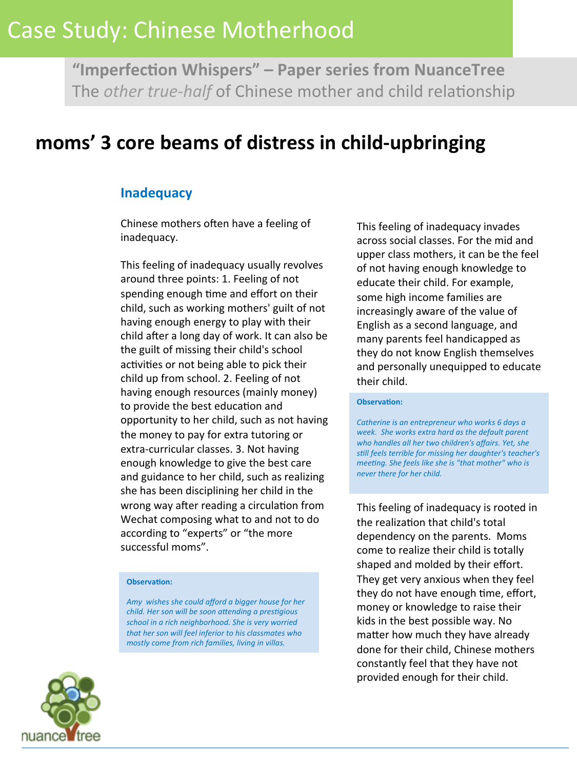# Case Study: Chinese Motherhood

**"Imperfection Whispers" – Paper series from NuanceTree**
The *other true-half* of Chinese mother and child relationship

## moms' 3 core beams of distress in child-upbringing

### Inadequacy

Chinese mothers often have a feeling of inadequacy.

This feeling of inadequacy usually revolves around three points: 1. Feeling of not spending enough time and effort on their child, such as working mothers' guilt of not having enough energy to play with their child after a long day of work. It can also be the guilt of missing their child's school activities or not being able to pick their child up from school. 2. Feeling of not having enough resources (mainly money) to provide the best education and opportunity to her child, such as not having the money to pay for extra tutoring or extra-curricular classes. 3. Not having enough knowledge to give the best care and guidance to her child, such as realizing she has been disciplining her child in the wrong way after reading a circulation from Wechat composing what to and not to do according to "experts" or "the more successful moms".

> **Observation:**
>
> *Amy wishes she could afford a bigger house for her child. Her son will be soon attending a prestigious school in a rich neighborhood. She is very worried that her son will feel inferior to his classmates who mostly come from rich families, living in villas.*

This feeling of inadequacy invades across social classes. For the mid and upper class mothers, it can be the feel of not having enough knowledge to educate their child. For example, some high income families are increasingly aware of the value of English as a second language, and many parents feel handicapped as they do not know English themselves and personally unequipped to educate their child.

> **Observation:**
>
> *Catherine is an entrepreneur who works 6 days a week. She works extra hard as the default parent who handles all her two children's affairs. Yet, she still feels terrible for missing her daughter's teacher's meeting. She feels like she is "that mother" who is never there for her child.*

This feeling of inadequacy is rooted in the realization that child's total dependency on the parents. Moms come to realize their child is totally shaped and molded by their effort. They get very anxious when they feel they do not have enough time, effort, money or knowledge to raise their kids in the best possible way. No matter how much they have already done for their child, Chinese mothers constantly feel that they have not provided enough for their child.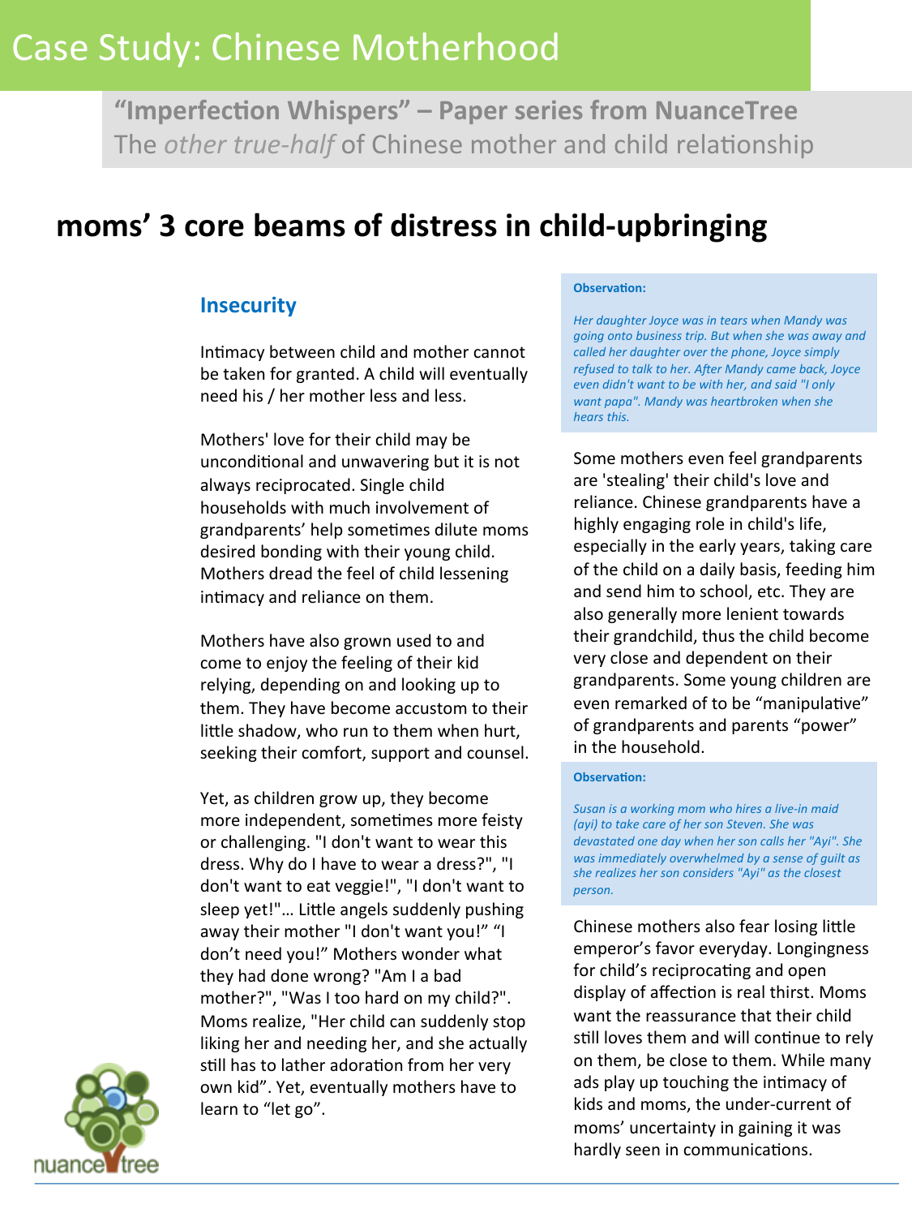# Case Study: Chinese Motherhood

**"Imperfection Whispers" – Paper series from NuanceTree**
The *other true-half* of Chinese mother and child relationship

## moms' 3 core beams of distress in child-upbringing

### Insecurity

Intimacy between child and mother cannot be taken for granted. A child will eventually need his / her mother less and less.

Mothers' love for their child may be unconditional and unwavering but it is not always reciprocated. Single child households with much involvement of grandparents' help sometimes dilute moms desired bonding with their young child. Mothers dread the feel of child lessening intimacy and reliance on them.

Mothers have also grown used to and come to enjoy the feeling of their kid relying, depending on and looking up to them. They have become accustom to their little shadow, who run to them when hurt, seeking their comfort, support and counsel.

Yet, as children grow up, they become more independent, sometimes more feisty or challenging. "I don't want to wear this dress. Why do I have to wear a dress?", "I don't want to eat veggie!", "I don't want to sleep yet!"… Little angels suddenly pushing away their mother "I don't want you!" "I don't need you!" Mothers wonder what they had done wrong? "Am I a bad mother?", "Was I too hard on my child?". Moms realize, "Her child can suddenly stop liking her and needing her, and she actually still has to lather adoration from her very own kid". Yet, eventually mothers have to learn to "let go".

**Observation:**

*Her daughter Joyce was in tears when Mandy was going onto business trip. But when she was away and called her daughter over the phone, Joyce simply refused to talk to her. After Mandy came back, Joyce even didn't want to be with her, and said "I only want papa". Mandy was heartbroken when she hears this.*

Some mothers even feel grandparents are 'stealing' their child's love and reliance. Chinese grandparents have a highly engaging role in child's life, especially in the early years, taking care of the child on a daily basis, feeding him and send him to school, etc. They are also generally more lenient towards their grandchild, thus the child become very close and dependent on their grandparents. Some young children are even remarked of to be "manipulative" of grandparents and parents "power" in the household.

**Observation:**

*Susan is a working mom who hires a live-in maid (ayi) to take care of her son Steven. She was devastated one day when her son calls her "Ayi". She was immediately overwhelmed by a sense of guilt as she realizes her son considers "Ayi" as the closest person.*

Chinese mothers also fear losing little emperor's favor everyday. Longingness for child's reciprocating and open display of affection is real thirst. Moms want the reassurance that their child still loves them and will continue to rely on them, be close to them. While many ads play up touching the intimacy of kids and moms, the under-current of moms' uncertainty in gaining it was hardly seen in communications.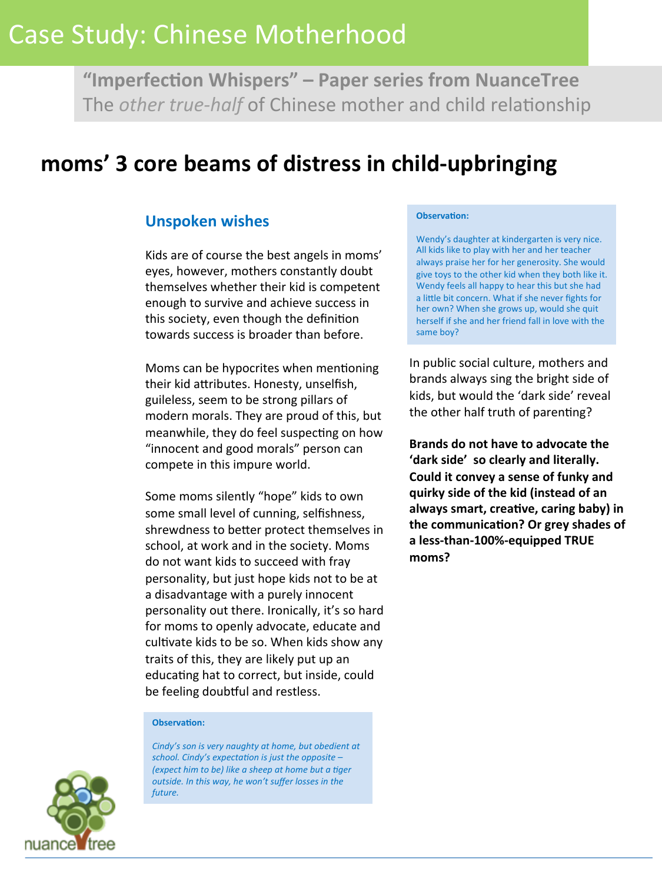# Case Study: Chinese Motherhood

**"Imperfection Whispers" – Paper series from NuanceTree**
The *other true-half* of Chinese mother and child relationship

## moms' 3 core beams of distress in child-upbringing

### Unspoken wishes

Kids are of course the best angels in moms' eyes, however, mothers constantly doubt themselves whether their kid is competent enough to survive and achieve success in this society, even though the definition towards success is broader than before.

Moms can be hypocrites when mentioning their kid attributes. Honesty, unselfish, guileless, seem to be strong pillars of modern morals. They are proud of this, but meanwhile, they do feel suspecting on how "innocent and good morals" person can compete in this impure world.

Some moms silently "hope" kids to own some small level of cunning, selfishness, shrewdness to better protect themselves in school, at work and in the society. Moms do not want kids to succeed with fray personality, but just hope kids not to be at a disadvantage with a purely innocent personality out there. Ironically, it's so hard for moms to openly advocate, educate and cultivate kids to be so. When kids show any traits of this, they are likely put up an educating hat to correct, but inside, could be feeling doubtful and restless.

**Observation:**

*Cindy's son is very naughty at home, but obedient at school. Cindy's expectation is just the opposite – (expect him to be) like a sheep at home but a tiger outside. In this way, he won't suffer losses in the future.*

**Observation:**

Wendy's daughter at kindergarten is very nice. All kids like to play with her and her teacher always praise her for her generosity. She would give toys to the other kid when they both like it. Wendy feels all happy to hear this but she had a little bit concern. What if she never fights for her own? When she grows up, would she quit herself if she and her friend fall in love with the same boy?

In public social culture, mothers and brands always sing the bright side of kids, but would the 'dark side' reveal the other half truth of parenting?

**Brands do not have to advocate the 'dark side' so clearly and literally. Could it convey a sense of funky and quirky side of the kid (instead of an always smart, creative, caring baby) in the communication? Or grey shades of a less-than-100%-equipped TRUE moms?**

nuancetree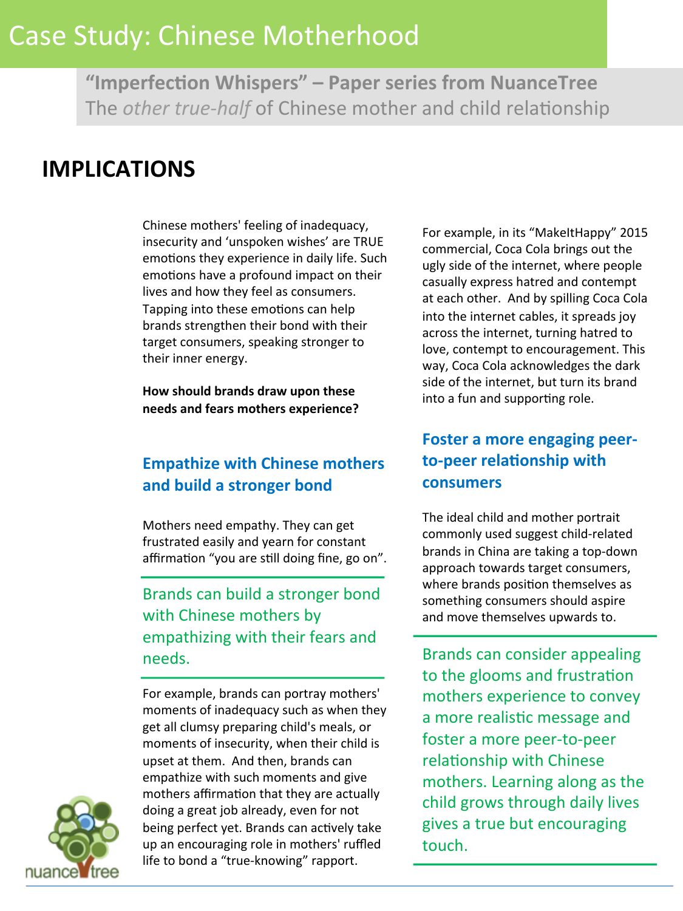# Case Study: Chinese Motherhood

**"Imperfection Whispers" – Paper series from NuanceTree**
The *other true-half* of Chinese mother and child relationship

## IMPLICATIONS

Chinese mothers' feeling of inadequacy, insecurity and 'unspoken wishes' are TRUE emotions they experience in daily life. Such emotions have a profound impact on their lives and how they feel as consumers. Tapping into these emotions can help brands strengthen their bond with their target consumers, speaking stronger to their inner energy.

**How should brands draw upon these needs and fears mothers experience?**

### Empathize with Chinese mothers and build a stronger bond

Mothers need empathy. They can get frustrated easily and yearn for constant affirmation "you are still doing fine, go on".

> Brands can build a stronger bond with Chinese mothers by empathizing with their fears and needs.

For example, brands can portray mothers' moments of inadequacy such as when they get all clumsy preparing child's meals, or moments of insecurity, when their child is upset at them. And then, brands can empathize with such moments and give mothers affirmation that they are actually doing a great job already, even for not being perfect yet. Brands can actively take up an encouraging role in mothers' ruffled life to bond a "true-knowing" rapport.

For example, in its "MakeItHappy" 2015 commercial, Coca Cola brings out the ugly side of the internet, where people casually express hatred and contempt at each other. And by spilling Coca Cola into the internet cables, it spreads joy across the internet, turning hatred to love, contempt to encouragement. This way, Coca Cola acknowledges the dark side of the internet, but turn its brand into a fun and supporting role.

### Foster a more engaging peer-to-peer relationship with consumers

The ideal child and mother portrait commonly used suggest child-related brands in China are taking a top-down approach towards target consumers, where brands position themselves as something consumers should aspire and move themselves upwards to.

> Brands can consider appealing to the glooms and frustration mothers experience to convey a more realistic message and foster a more peer-to-peer relationship with Chinese mothers. Learning along as the child grows through daily lives gives a true but encouraging touch.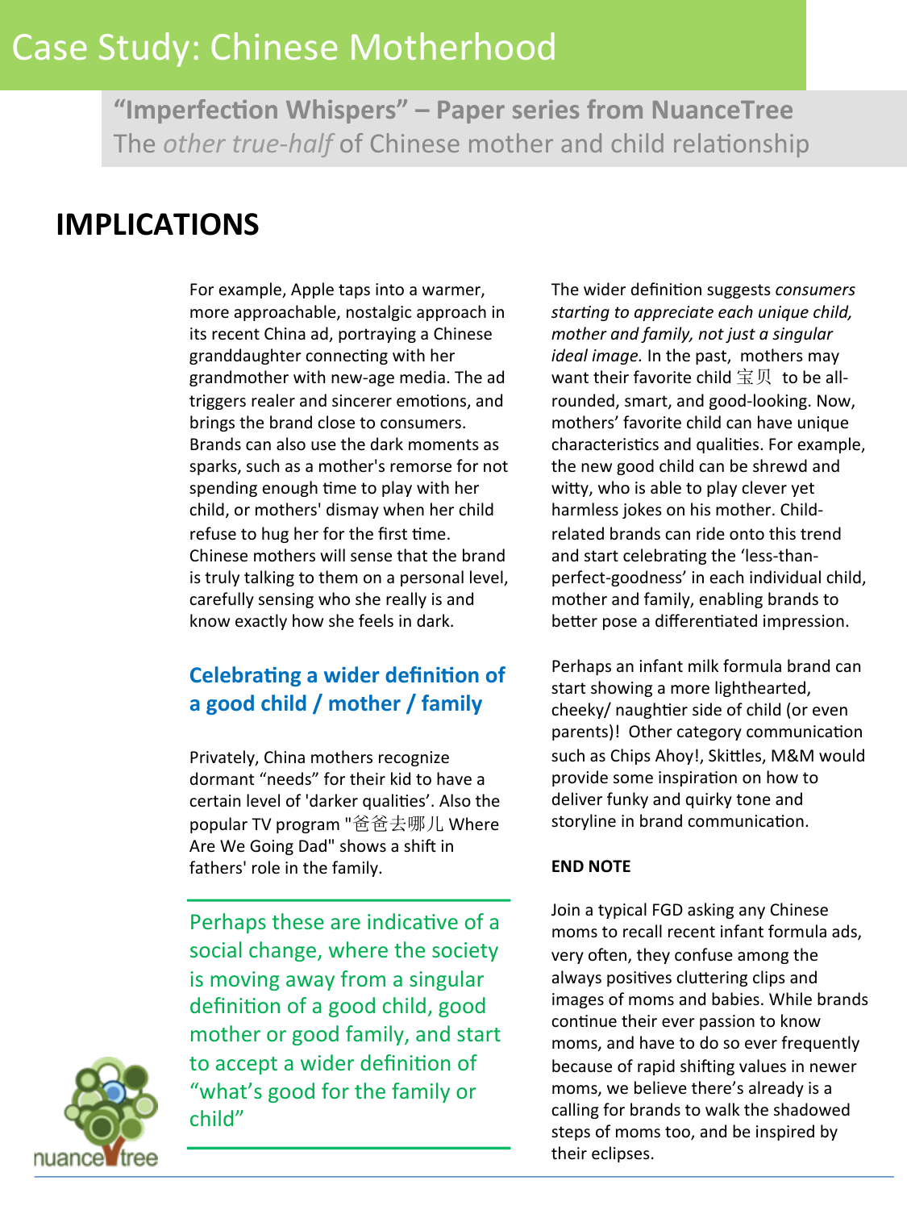# Case Study: Chinese Motherhood

**"Imperfection Whispers" – Paper series from NuanceTree**
The *other true-half* of Chinese mother and child relationship

## IMPLICATIONS

For example, Apple taps into a warmer, more approachable, nostalgic approach in its recent China ad, portraying a Chinese granddaughter connecting with her grandmother with new-age media. The ad triggers realer and sincerer emotions, and brings the brand close to consumers. Brands can also use the dark moments as sparks, such as a mother's remorse for not spending enough time to play with her child, or mothers' dismay when her child refuse to hug her for the first time. Chinese mothers will sense that the brand is truly talking to them on a personal level, carefully sensing who she really is and know exactly how she feels in dark.

### Celebrating a wider definition of a good child / mother / family

Privately, China mothers recognize dormant "needs" for their kid to have a certain level of 'darker qualities'. Also the popular TV program "爸爸去哪儿 Where Are We Going Dad" shows a shift in fathers' role in the family.

> Perhaps these are indicative of a social change, where the society is moving away from a singular definition of a good child, good mother or good family, and start to accept a wider definition of "what's good for the family or child"

The wider definition suggests *consumers starting to appreciate each unique child, mother and family, not just a singular ideal image.* In the past, mothers may want their favorite child 宝贝 to be all-rounded, smart, and good-looking. Now, mothers' favorite child can have unique characteristics and qualities. For example, the new good child can be shrewd and witty, who is able to play clever yet harmless jokes on his mother. Child-related brands can ride onto this trend and start celebrating the 'less-than-perfect-goodness' in each individual child, mother and family, enabling brands to better pose a differentiated impression.

Perhaps an infant milk formula brand can start showing a more lighthearted, cheeky/ naughtier side of child (or even parents)! Other category communication such as Chips Ahoy!, Skittles, M&M would provide some inspiration on how to deliver funky and quirky tone and storyline in brand communication.

**END NOTE**

Join a typical FGD asking any Chinese moms to recall recent infant formula ads, very often, they confuse among the always positives cluttering clips and images of moms and babies. While brands continue their ever passion to know moms, and have to do so ever frequently because of rapid shifting values in newer moms, we believe there's already is a calling for brands to walk the shadowed steps of moms too, and be inspired by their eclipses.

nuancetree